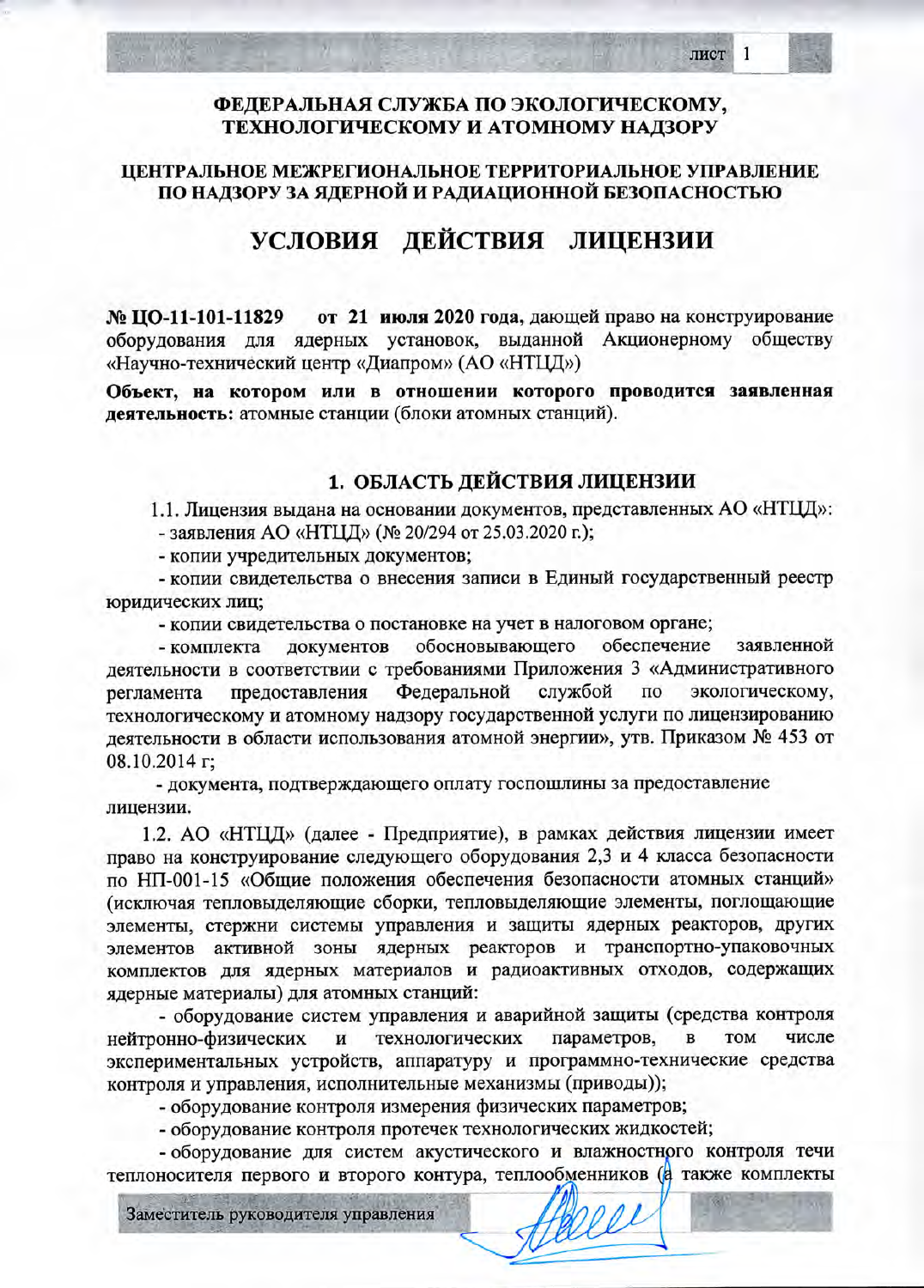**ФЕДЕРАЛЬНАЯ СЛУЖБА ПО ЭКОЛОГИЧЕСКОМУ, ТЕХНОЛОГИЧЕСКОМУ И АТОМНОМУ НАДЗОРУ**

**ЦЕНТРАЛЬНОЕ МЕЖРЕГИОНАЛЬНОЕ ТЕРРИТОРИАЛЬНОЕ УПРАВЛЕНИЕ ПО НАДЗОРУ ЗА ЯДЕРНОЙ И РАДИАЦИОННОЙ БЕЗОПАСНОСТЬЮ**

# УСЛОВИЯ ДЕЙСТВИЯ ЛИЦЕНЗИИ

**№ ЦО-11-101-11829 от 21 июля 2020 года,** дающей право на конструирование оборудования для ядерных установок, выданной Акционерному обществу «Научно-технический центр «Диапром» (АО «НТЦД»)

**Объект, на котором или в отношении которого проводится заявленная деятельность:** атомные станции (блоки атомных станций).

## 1. ОБЛАСТЬ ДЕЙСТВИЯ ЛИЦЕНЗИИ

1.1. Лицензия выдана на основании документов, представленных АО «НТЦД»:

- заявления АО «НТЦД» (№ 20/294 от 25.03.2020 г.);
- копии учредительных документов;
- копии свидетельства о внесения записи в Единый государственный реестр юридических лиц;
- копии свидетельства о постановке на учет в налоговом органе;
- комплекта документов обосновывающего обеспечение заявленной деятельности в соответствии с требованиями Приложения 3 «Административного регламента предоставления Федеральной службой по экологическому, технологическому и атомному надзору государственной услуги по лицензированию деятельности в области использования атомной энергии», утв. Приказом № 453 от 08.10.2014 г;
- документа, подтверждающего оплату госпошлины за предоставление лицензии.

1.2. АО «НТЦД» (далее - Предприятие), в рамках действия лицензии имеет право на конструирование следующего оборудования 2,3 и 4 класса безопасности по НП-001-15 «Общие положения обеспечения безопасности атомных станций» (исключая тепловыделяющие сборки, тепловыделяющие элементы, поглощающие элементы, стержни системы управления и защиты ядерных реакторов, других элементов активной зоны ядерных реакторов и транспортно-упаковочных комплектов для ядерных материалов и радиоактивных отходов, содержащих ядерные материалы) для атомных станций:

- оборудование систем управления и аварийной защиты (средства контроля нейтронно-физических и технологических параметров, в том числе экспериментальных устройств, аппаратуру и программно-технические средства контроля и управления, исполнительные механизмы (приводы));
- оборудование контроля измерения физических параметров;
- оборудование контроля протечек технологических жидкостей;
- оборудование для систем акустического и влажностного контроля течи теплоносителя первого и второго контура, теплообменников (а также комплекты

Заместитель руководителя управления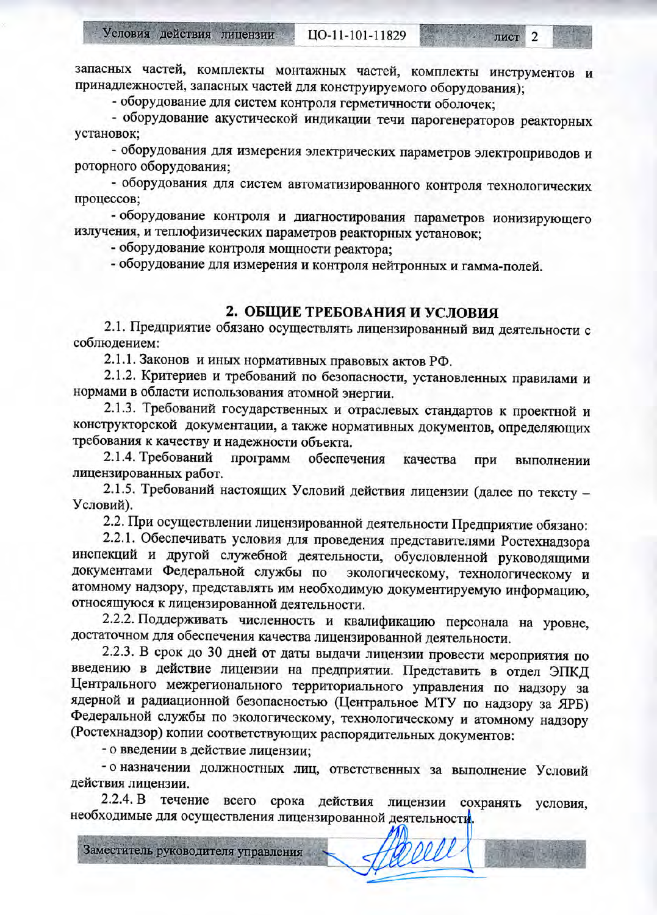запасных частей, комплекты монтажных частей, комплекты инструментов и принадлежностей, запасных частей для конструируемого оборудования);

- оборудование для систем контроля герметичности оболочек;
- оборудование акустической индикации течи парогенераторов реакторных установок;
- оборудования для измерения электрических параметров электроприводов и роторного оборудования;
- оборудования для систем автоматизированного контроля технологических процессов;
- оборудование контроля и диагностирования параметров ионизирующего излучения, и теплофизических параметров реакторных установок;
- оборудование контроля мощности реактора;
- оборудование для измерения и контроля нейтронных и гамма-полей.

## 2. ОБЩИЕ ТРЕБОВАНИЯ И УСЛОВИЯ

2.1. Предприятие обязано осуществлять лицензированный вид деятельности с соблюдением:

2.1.1. Законов и иных нормативных правовых актов РФ.

2.1.2. Критериев и требований по безопасности, установленных правилами и нормами в области использования атомной энергии.

2.1.3. Требований государственных и отраслевых стандартов к проектной и конструкторской документации, а также нормативных документов, определяющих требования к качеству и надежности объекта.

2.1.4. Требований программ обеспечения качества при выполнении лицензированных работ.

2.1.5. Требований настоящих Условий действия лицензии (далее по тексту – Условий).

2.2. При осуществлении лицензированной деятельности Предприятие обязано:

2.2.1. Обеспечивать условия для проведения представителями Ростехнадзора инспекций и другой служебной деятельности, обусловленной руководящими документами Федеральной службы по экологическому, технологическому и атомному надзору, представлять им необходимую документируемую информацию, относящуюся к лицензированной деятельности.

2.2.2. Поддерживать численность и квалификацию персонала на уровне, достаточном для обеспечения качества лицензированной деятельности.

2.2.3. В срок до 30 дней от даты выдачи лицензии провести мероприятия по введению в действие лицензии на предприятии. Представить в отдел ЭПКД Центрального межрегионального территориального управления по надзору за ядерной и радиационной безопасностью (Центральное МТУ по надзору за ЯРБ) Федеральной службы по экологическому, технологическому и атомному надзору (Ростехнадзор) копии соответствующих распорядительных документов:

- о введении в действие лицензии;
- о назначении должностных лиц, ответственных за выполнение Условий действия лицензии.

2.2.4. В течение всего срока действия лицензии сохранять условия, необходимые для осуществления лицензированной деятельности.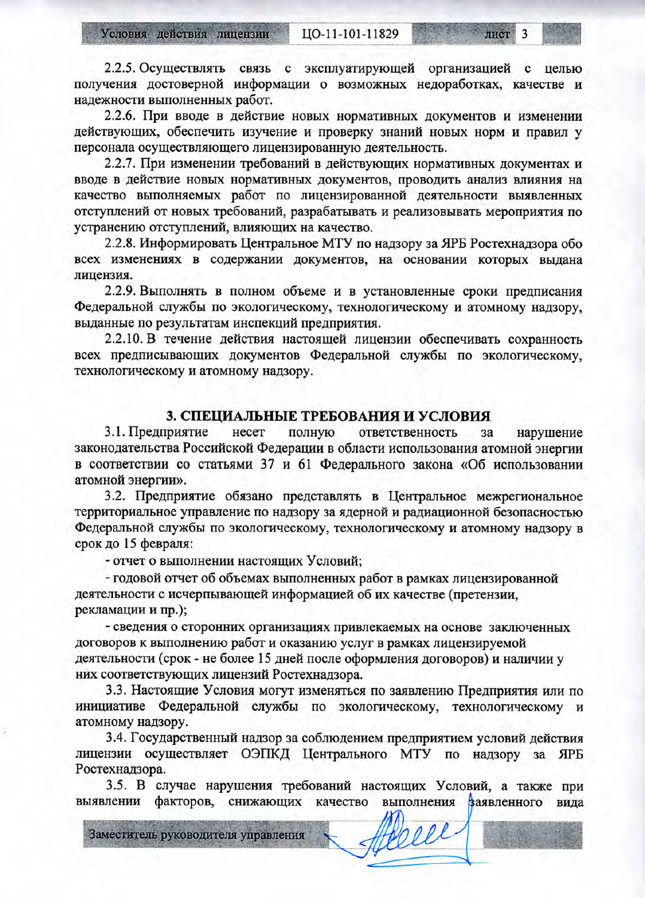2.2.5. Осуществлять связь с эксплуатирующей организацией с целью получения достоверной информации о возможных недоработках, качестве и надежности выполненных работ.

2.2.6. При вводе в действие новых нормативных документов и изменении действующих, обеспечить изучение и проверку знаний новых норм и правил у персонала осуществляющего лицензированную деятельность.

2.2.7. При изменении требований в действующих нормативных документах и вводе в действие новых нормативных документов, проводить анализ влияния на качество выполняемых работ по лицензированной деятельности выявленных отступлений от новых требований, разрабатывать и реализовывать мероприятия по устранению отступлений, влияющих на качество.

2.2.8. Информировать Центральное МТУ по надзору за ЯРБ Ростехнадзора обо всех изменениях в содержании документов, на основании которых выдана лицензия.

2.2.9. Выполнять в полном объеме и в установленные сроки предписания Федеральной службы по экологическому, технологическому и атомному надзору, выданные по результатам инспекций предприятия.

2.2.10. В течение действия настоящей лицензии обеспечивать сохранность всех предписывающих документов Федеральной службы по экологическому, технологическому и атомному надзору.

## 3. СПЕЦИАЛЬНЫЕ ТРЕБОВАНИЯ И УСЛОВИЯ

3.1. Предприятие несет полную ответственность за нарушение законодательства Российской Федерации в области использования атомной энергии в соответствии со статьями 37 и 61 Федерального закона «Об использовании атомной энергии».

3.2. Предприятие обязано представлять в Центральное межрегиональное территориальное управление по надзору за ядерной и радиационной безопасностью Федеральной службы по экологическому, технологическому и атомному надзору в срок до 15 февраля:

- отчет о выполнении настоящих Условий;
- годовой отчет об объемах выполненных работ в рамках лицензированной деятельности с исчерпывающей информацией об их качестве (претензии, рекламации и пр.);
- сведения о сторонних организациях привлекаемых на основе заключенных договоров к выполнению работ и оказанию услуг в рамках лицензируемой деятельности (срок - не более 15 дней после оформления договоров) и наличии у них соответствующих лицензий Ростехнадзора.

3.3. Настоящие Условия могут изменяться по заявлению Предприятия или по инициативе Федеральной службы по экологическому, технологическому и атомному надзору.

3.4. Государственный надзор за соблюдением предприятием условий действия лицензии осуществляет ОЭПКД Центрального МТУ по надзору за ЯРБ Ростехнадзора.

3.5. В случае нарушения требований настоящих Условий, а также при выявлении факторов, снижающих качество выполнения заявленного вида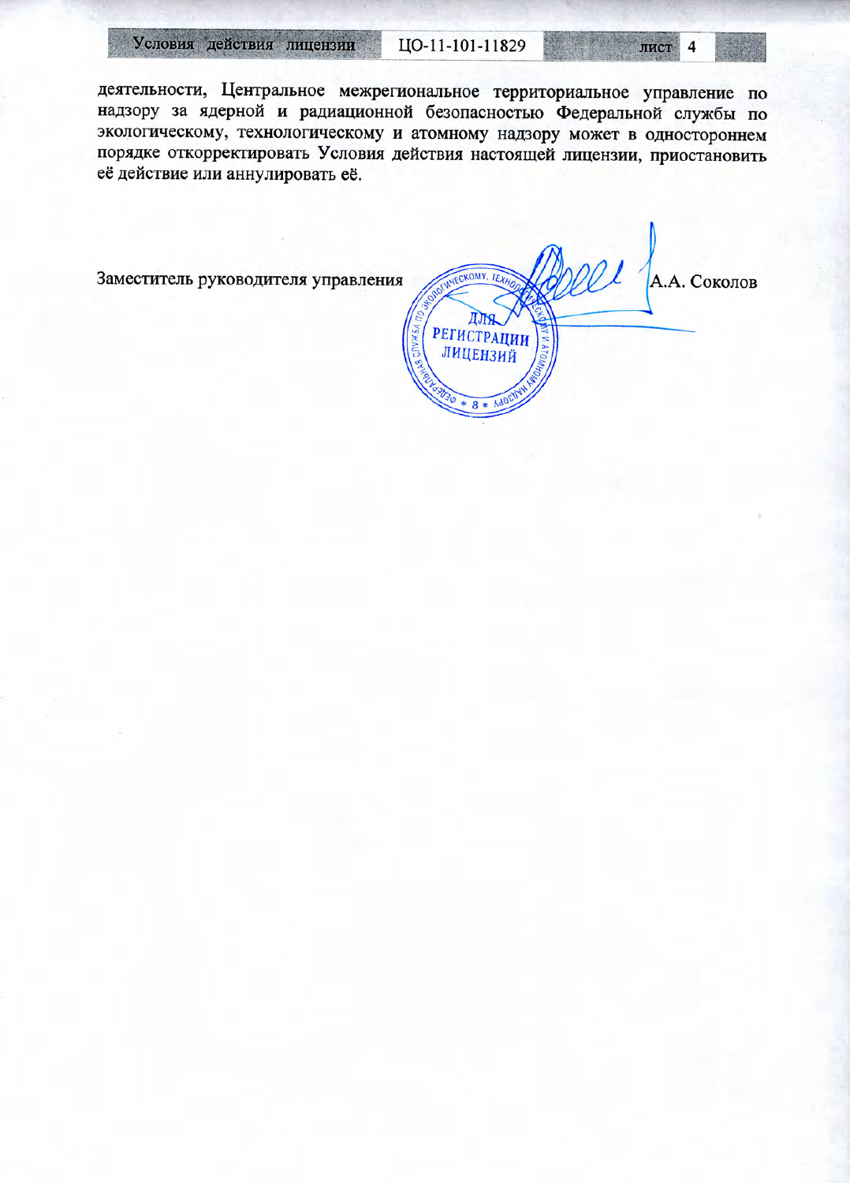деятельности, Центральное межрегиональное территориальное управление по надзору за ядерной и радиационной безопасностью Федеральной службы по экологическому, технологическому и атомному надзору может в одностороннем порядке откорректировать Условия действия настоящей лицензии, приостановить её действие или аннулировать её.

Заместитель руководителя управления — А.А. Соколов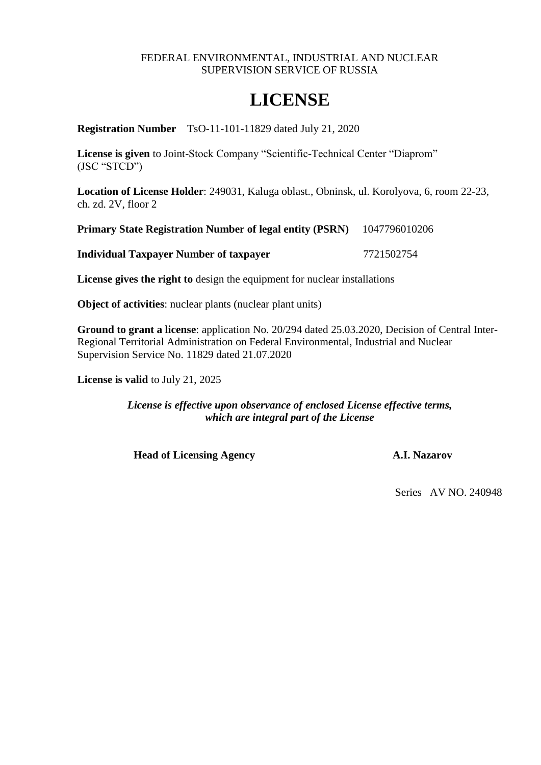FEDERAL ENVIRONMENTAL, INDUSTRIAL AND NUCLEAR SUPERVISION SERVICE OF RUSSIA

# LICENSE

**Registration Number** TsO-11-101-11829 dated July 21, 2020

**License is given** to Joint-Stock Company “Scientific-Technical Center “Diaprom” (JSC “STCD”)

**Location of License Holder**: 249031, Kaluga oblast., Obninsk, ul. Korolyova, 6, room 22-23, ch. zd. 2V, floor 2

**Primary State Registration Number of legal entity (PSRN)** 1047796010206

**Individual Taxpayer Number of taxpayer** 7721502754

**License gives the right to** design the equipment for nuclear installations

**Object of activities**: nuclear plants (nuclear plant units)

**Ground to grant a license**: application No. 20/294 dated 25.03.2020, Decision of Central Inter-Regional Territorial Administration on Federal Environmental, Industrial and Nuclear Supervision Service No. 11829 dated 21.07.2020

**License is valid** to July 21, 2025

***License is effective upon observance of enclosed License effective terms, which are integral part of the License***

**Head of Licensing Agency** **A.I. Nazarov**

Series AV NO. 240948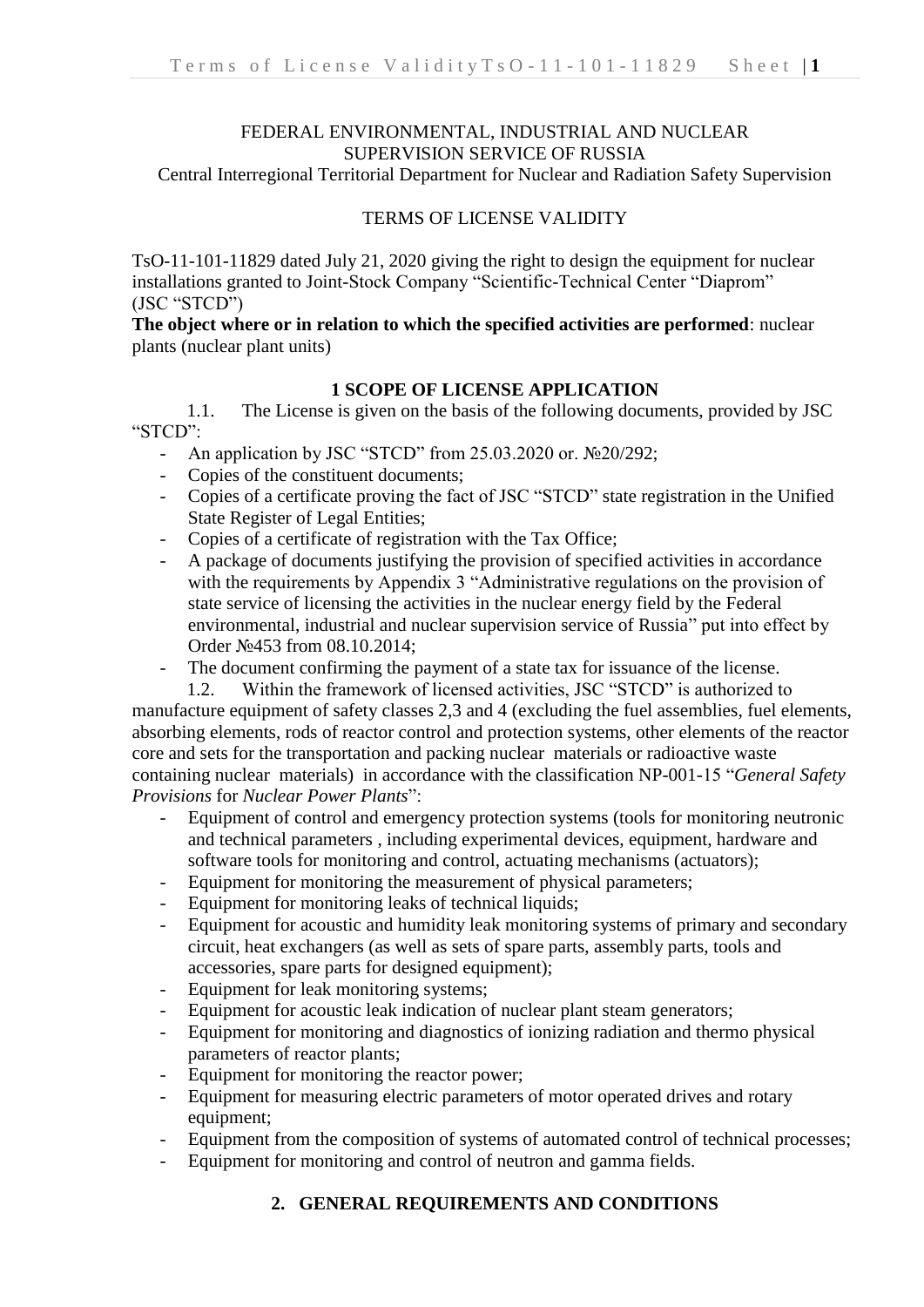FEDERAL ENVIRONMENTAL, INDUSTRIAL AND NUCLEAR SUPERVISION SERVICE OF RUSSIA

Central Interregional Territorial Department for Nuclear and Radiation Safety Supervision

TERMS OF LICENSE VALIDITY

TsO-11-101-11829 dated July 21, 2020 giving the right to design the equipment for nuclear installations granted to Joint-Stock Company "Scientific-Technical Center "Diaprom" (JSC "STCD")

**The object where or in relation to which the specified activities are performed**: nuclear plants (nuclear plant units)

## 1 SCOPE OF LICENSE APPLICATION

1.1. The License is given on the basis of the following documents, provided by JSC "STCD":

- An application by JSC "STCD" from 25.03.2020 or. №20/292;
- Copies of the constituent documents;
- Copies of a certificate proving the fact of JSC "STCD" state registration in the Unified State Register of Legal Entities;
- Copies of a certificate of registration with the Tax Office;
- A package of documents justifying the provision of specified activities in accordance with the requirements by Appendix 3 "Administrative regulations on the provision of state service of licensing the activities in the nuclear energy field by the Federal environmental, industrial and nuclear supervision service of Russia" put into effect by Order №453 from 08.10.2014;
- The document confirming the payment of a state tax for issuance of the license.

1.2. Within the framework of licensed activities, JSC "STCD" is authorized to manufacture equipment of safety classes 2,3 and 4 (excluding the fuel assemblies, fuel elements, absorbing elements, rods of reactor control and protection systems, other elements of the reactor core and sets for the transportation and packing nuclear materials or radioactive waste containing nuclear materials) in accordance with the classification NP-001-15 "*General Safety Provisions* for *Nuclear Power Plants*":

- Equipment of control and emergency protection systems (tools for monitoring neutronic and technical parameters , including experimental devices, equipment, hardware and software tools for monitoring and control, actuating mechanisms (actuators);
- Equipment for monitoring the measurement of physical parameters;
- Equipment for monitoring leaks of technical liquids;
- Equipment for acoustic and humidity leak monitoring systems of primary and secondary circuit, heat exchangers (as well as sets of spare parts, assembly parts, tools and accessories, spare parts for designed equipment);
- Equipment for leak monitoring systems;
- Equipment for acoustic leak indication of nuclear plant steam generators;
- Equipment for monitoring and diagnostics of ionizing radiation and thermo physical parameters of reactor plants;
- Equipment for monitoring the reactor power;
- Equipment for measuring electric parameters of motor operated drives and rotary equipment;
- Equipment from the composition of systems of automated control of technical processes;
- Equipment for monitoring and control of neutron and gamma fields.

## 2. GENERAL REQUIREMENTS AND CONDITIONS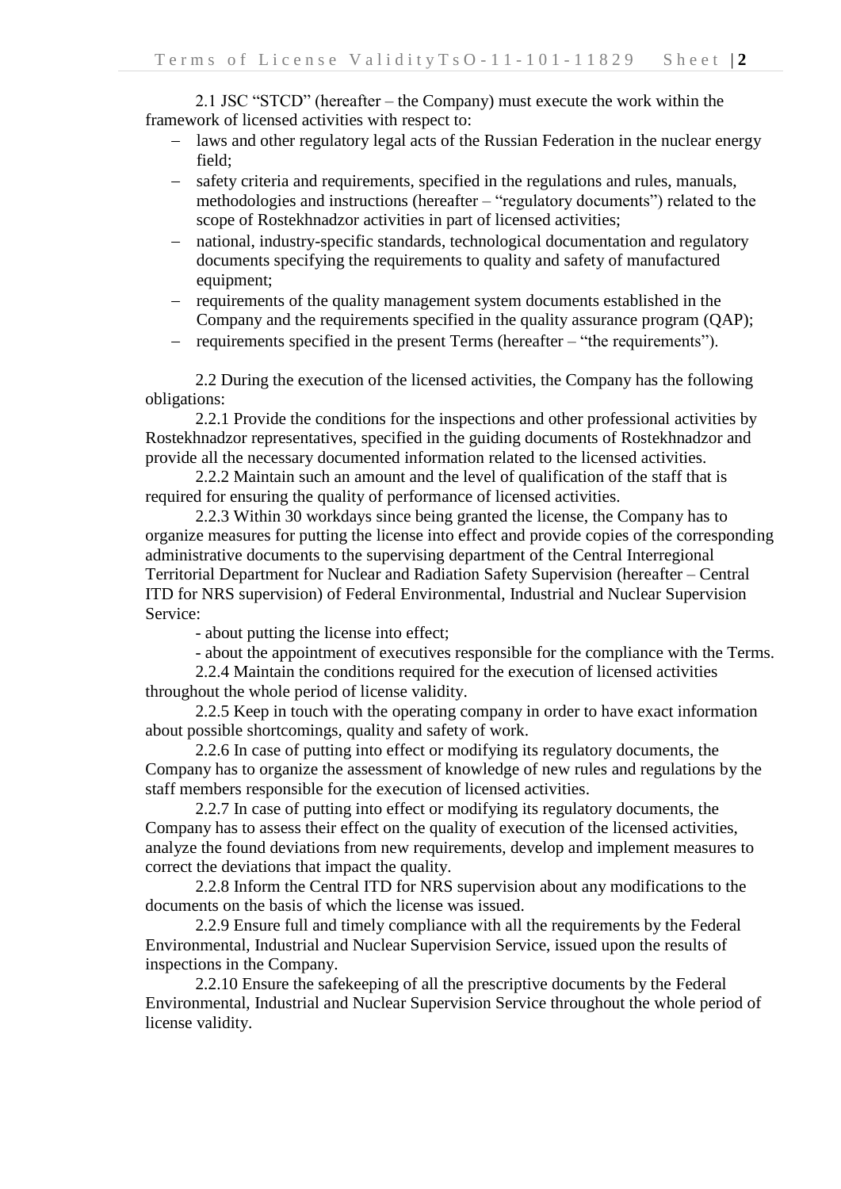2.1 JSC "STCD" (hereafter – the Company) must execute the work within the framework of licensed activities with respect to:

- laws and other regulatory legal acts of the Russian Federation in the nuclear energy field;
- safety criteria and requirements, specified in the regulations and rules, manuals, methodologies and instructions (hereafter – "regulatory documents") related to the scope of Rostekhnadzor activities in part of licensed activities;
- national, industry-specific standards, technological documentation and regulatory documents specifying the requirements to quality and safety of manufactured equipment;
- requirements of the quality management system documents established in the Company and the requirements specified in the quality assurance program (QAP);
- requirements specified in the present Terms (hereafter – "the requirements").

2.2 During the execution of the licensed activities, the Company has the following obligations:

2.2.1 Provide the conditions for the inspections and other professional activities by Rostekhnadzor representatives, specified in the guiding documents of Rostekhnadzor and provide all the necessary documented information related to the licensed activities.

2.2.2 Maintain such an amount and the level of qualification of the staff that is required for ensuring the quality of performance of licensed activities.

2.2.3 Within 30 workdays since being granted the license, the Company has to organize measures for putting the license into effect and provide copies of the corresponding administrative documents to the supervising department of the Central Interregional Territorial Department for Nuclear and Radiation Safety Supervision (hereafter – Central ITD for NRS supervision) of Federal Environmental, Industrial and Nuclear Supervision Service:

- about putting the license into effect;
- about the appointment of executives responsible for the compliance with the Terms.

2.2.4 Maintain the conditions required for the execution of licensed activities throughout the whole period of license validity.

2.2.5 Keep in touch with the operating company in order to have exact information about possible shortcomings, quality and safety of work.

2.2.6 In case of putting into effect or modifying its regulatory documents, the Company has to organize the assessment of knowledge of new rules and regulations by the staff members responsible for the execution of licensed activities.

2.2.7 In case of putting into effect or modifying its regulatory documents, the Company has to assess their effect on the quality of execution of the licensed activities, analyze the found deviations from new requirements, develop and implement measures to correct the deviations that impact the quality.

2.2.8 Inform the Central ITD for NRS supervision about any modifications to the documents on the basis of which the license was issued.

2.2.9 Ensure full and timely compliance with all the requirements by the Federal Environmental, Industrial and Nuclear Supervision Service, issued upon the results of inspections in the Company.

2.2.10 Ensure the safekeeping of all the prescriptive documents by the Federal Environmental, Industrial and Nuclear Supervision Service throughout the whole period of license validity.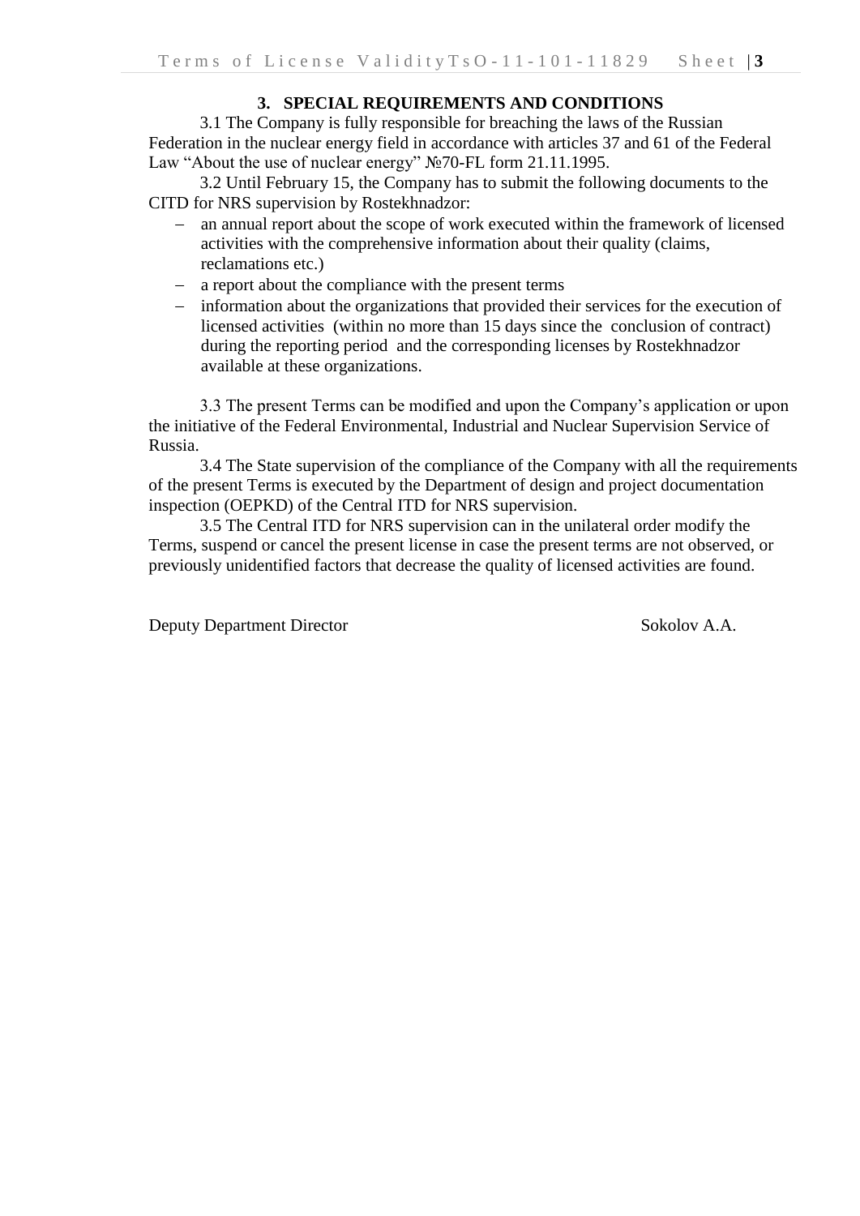### 3. SPECIAL REQUIREMENTS AND CONDITIONS

3.1 The Company is fully responsible for breaching the laws of the Russian Federation in the nuclear energy field in accordance with articles 37 and 61 of the Federal Law "About the use of nuclear energy" №70-FL form 21.11.1995.

3.2 Until February 15, the Company has to submit the following documents to the CITD for NRS supervision by Rostekhnadzor:

- an annual report about the scope of work executed within the framework of licensed activities with the comprehensive information about their quality (claims, reclamations etc.)
- a report about the compliance with the present terms
- information about the organizations that provided their services for the execution of licensed activities (within no more than 15 days since the conclusion of contract) during the reporting period and the corresponding licenses by Rostekhnadzor available at these organizations.

3.3 The present Terms can be modified and upon the Company's application or upon the initiative of the Federal Environmental, Industrial and Nuclear Supervision Service of Russia.

3.4 The State supervision of the compliance of the Company with all the requirements of the present Terms is executed by the Department of design and project documentation inspection (OEPKD) of the Central ITD for NRS supervision.

3.5 The Central ITD for NRS supervision can in the unilateral order modify the Terms, suspend or cancel the present license in case the present terms are not observed, or previously unidentified factors that decrease the quality of licensed activities are found.

Deputy Department Director Sokolov A.A.